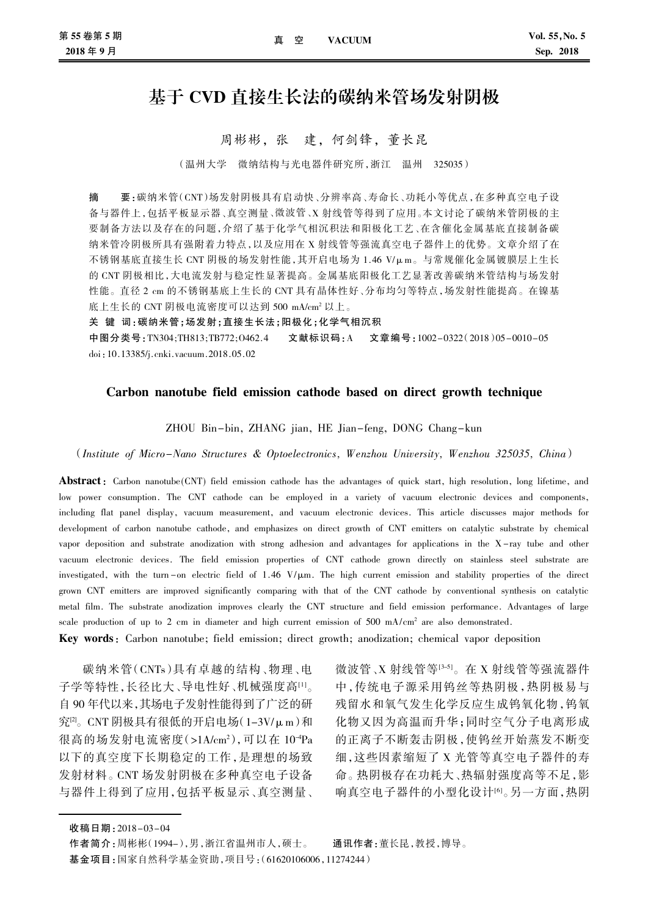# 基于 CVD 直接生长法的碳纳米管场发射阴极

周彬彬，张　建，何剑锋，董长昆

（温州大学　微纳结构与光电器件研究所，浙江　温州　325035）

**摘　　要**：碳纳米管(CNT)场发射阴极具有启动快、分辨率高、寿命长、功耗小等优点，在多种真空电子设备与器件上，包括平板显示器、真空测量、微波管、X 射线管等得到了应用。本文讨论了碳纳米管阴极的主要制备方法以及存在的问题，介绍了基于化学气相沉积法和阳极化工艺、在含催化金属基底直接制备碳纳米管冷阴极所具有强附着力特点，以及应用在 X 射线管等强流真空电子器件上的优势。文章介绍了在不锈钢基底直接生长 CNT 阴极的场发射性能，其开启电场为 1.46 V/μm。与常规催化金属镀膜层上生长的 CNT 阴极相比，大电流发射与稳定性显著提高。金属基底阳极化工艺显著改善碳纳米管结构与场发射性能。直径 2 cm 的不锈钢基底上生长的 CNT 具有晶体性好、分布均匀等特点，场发射性能提高。在镍基底上生长的 CNT 阴极电流密度可以达到 500 mA/cm$^2$ 以上。

**关 键 词**：碳纳米管；场发射；直接生长法；阳极化；化学气相沉积

**中图分类号**：TN304;TH813;TB772;O462.4　　**文献标识码**：A　　**文章编号**：1002-0322(2018)05-0010-05

doi：10.13385/j.cnki.vacuum.2018.05.02

## Carbon nanotube field emission cathode based on direct growth technique

ZHOU Bin-bin, ZHANG jian, HE Jian-feng, DONG Chang-kun

(*Institute of Micro-Nano Structures & Optoelectronics, Wenzhou University, Wenzhou 325035, China*)

**Abstract**: Carbon nanotube(CNT) field emission cathode has the advantages of quick start, high resolution, long lifetime, and low power consumption. The CNT cathode can be employed in a variety of vacuum electronic devices and components, including flat panel display, vacuum measurement, and vacuum electronic devices. This article discusses major methods for development of carbon nanotube cathode, and emphasizes on direct growth of CNT emitters on catalytic substrate by chemical vapor deposition and substrate anodization with strong adhesion and advantages for applications in the X-ray tube and other vacuum electronic devices. The field emission properties of CNT cathode grown directly on stainless steel substrate are investigated, with the turn-on electric field of 1.46 V/μm. The high current emission and stability properties of the direct grown CNT emitters are improved significantly comparing with that of the CNT cathode by conventional synthesis on catalytic metal film. The substrate anodization improves clearly the CNT structure and field emission performance. Advantages of large scale production of up to 2 cm in diameter and high current emission of 500 mA/cm$^2$ are also demonstrated.

**Key words**: Carbon nanotube; field emission; direct growth; anodization; chemical vapor deposition

碳纳米管(CNTs)具有卓越的结构、物理、电子学等特性，长径比大、导电性好、机械强度高[1]。自 90 年代以来，其场电子发射性能得到了广泛的研究[2]。CNT 阴极具有很低的开启电场(1-3V/μm)和很高的场发射电流密度(>1A/cm$^2$)，可以在 $10^{-4}$Pa 以下的真空度下长期稳定的工作，是理想的场致发射材料。CNT 场发射阴极在多种真空电子设备与器件上得到了应用，包括平板显示、真空测量、微波管、X 射线管等[3-5]。在 X 射线管等强流器件中，传统电子源采用钨丝等热阴极，热阴极易与残留水和氧气发生化学反应生成钨氧化物，钨氧化物又因为高温而升华；同时空气分子电离形成的正离子不断轰击阴极，使钨丝开始蒸发不断变细，这些因素缩短了 X 光管等真空电子器件的寿命。热阴极存在功耗大、热辐射强度高等不足，影响真空电子器件的小型化设计[6]。另一方面，热阴

---

**收稿日期**：2018-03-04

**作者简介**：周彬彬(1994-)，男，浙江省温州市人，硕士。　　**通讯作者**：董长昆，教授，博导。

**基金项目**：国家自然科学基金资助，项目号：(61620106006，11274244)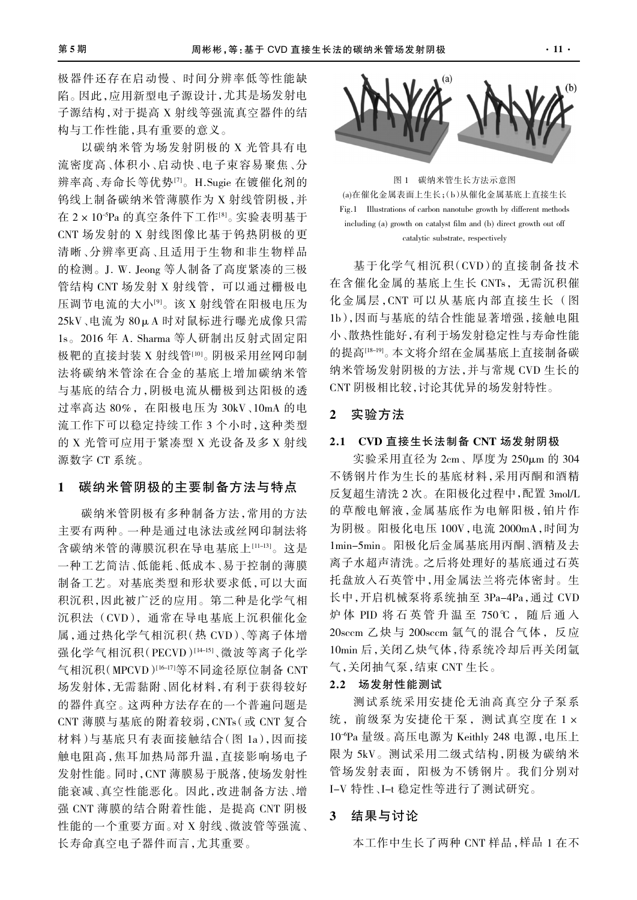极器件还存在启动慢、时间分辨率低等性能缺陷。因此，应用新型电子源设计，尤其是场发射电子源结构，对于提高X射线等强流真空器件的结构与工作性能，具有重要的意义。

以碳纳米管为场发射阴极的X光管具有电流密度高、体积小、启动快、电子束容易聚焦、分辨率高、寿命长等优势[7]。H.Sugie在镀催化剂的钨线上制备碳纳米管薄膜作为X射线管阴极，并在$2\times10^{-5}$Pa的真空条件下工作[8]。实验表明基于CNT场发射的X射线图像比基于钨热阴极的更清晰、分辨率更高、且适用于生物和非生物样品的检测。J. W. Jeong等人制备了高度紧凑的三极管结构CNT场发射X射线管，可以通过栅极电压调节电流的大小[9]。该X射线管在阳极电压为25kV、电流为80μA时对鼠标进行曝光成像只需1s。2016年A. Sharma等人研制出反射式固定阳极靶的直接封装X射线管[10]。阴极采用丝网印制法将碳纳米管涂在合金的基底上增加碳纳米管与基底的结合力，阴极电流从栅极到达阳极的透过率高达80%，在阳极电压为30kV、10mA的电流工作下可以稳定持续工作3个小时，这种类型的X光管可应用于紧凑型X光设备及多X射线源数字CT系统。

## 1 碳纳米管阴极的主要制备方法与特点

碳纳米管阴极有多种制备方法，常用的方法主要有两种。一种是通过电泳法或丝网印制法将含碳纳米管的薄膜沉积在导电基底上[11-13]。这是一种工艺简洁、低能耗、低成本、易于控制的薄膜制备工艺。对基底类型和形状要求低，可以大面积沉积，因此被广泛的应用。第二种是化学气相沉积法（CVD），通常在导电基底上沉积催化金属，通过热化学气相沉积（热CVD）、等离子体增强化学气相沉积（PECVD）[14-15]、微波等离子化学气相沉积（MPCVD）[16-17]等不同途径原位制备CNT场发射体，无需黏附、固化材料，有利于获得较好的器件真空。这两种方法存在的一个普遍问题是CNT薄膜与基底的附着较弱，CNTs（或CNT复合材料）与基底只有表面接触结合（图1a），因而接触电阻高，焦耳加热局部升温，直接影响场电子发射性能。同时，CNT薄膜易于脱落，使场发射性能衰减、真空性能恶化。因此，改进制备方法、增强CNT薄膜的结合附着性能，是提高CNT阴极性能的一个重要方面。对X射线、微波管等强流、长寿命真空电子器件而言，尤其重要。

图1 碳纳米管生长方法示意图
(a)在催化金属表面上生长；(b)从催化金属基底上直接生长
Fig.1 Illustrations of carbon nanotube growth by different methods including (a) growth on catalyst film and (b) direct growth out off catalytic substrate, respectively

基于化学气相沉积（CVD）的直接制备技术在含催化金属的基底上生长CNTs，无需沉积催化金属层，CNT可以从基底内部直接生长（图1b），因而与基底的结合性能显著增强，接触电阻小、散热性能好，有利于场发射稳定性与寿命性能的提高[18-19]。本文将介绍在金属基底上直接制备碳纳米管场发射阴极的方法，并与常规CVD生长的CNT阴极相比较，讨论其优异的场发射特性。

## 2 实验方法

### 2.1 CVD直接生长法制备CNT场发射阴极

实验采用直径为2cm、厚度为250μm的304不锈钢片作为生长的基底材料，采用丙酮和酒精反复超生清洗2次。在阳极化过程中，配置3mol/L的草酸电解液，金属基底作为电解阳极，铂片作为阴极。阳极化电压100V，电流2000mA，时间为1min–5min。阳极化后金属基底用丙酮、酒精及去离子水超声清洗。之后将处理好的基底通过石英托盘放入石英管中，用金属法兰将壳体密封。生长中，开启机械泵将系统抽至3Pa–4Pa，通过CVD炉体PID将石英管升温至750℃，随后通入20sccm乙炔与200sccm氩气的混合气体，反应10min后，关闭乙炔气体，待系统冷却后再关闭氩气，关闭抽气泵，结束CNT生长。

### 2.2 场发射性能测试

测试系统采用安捷伦无油高真空分子泵系统，前级泵为安捷伦干泵，测试真空度在$1\times10^{-6}$Pa量级。高压电源为Keithly 248电源，电压上限为5kV。测试采用二级式结构，阴极为碳纳米管场发射表面，阳极为不锈钢片。我们分别对I–V特性、I–t稳定性等进行了测试研究。

## 3 结果与讨论

本工作中生长了两种CNT样品，样品1在不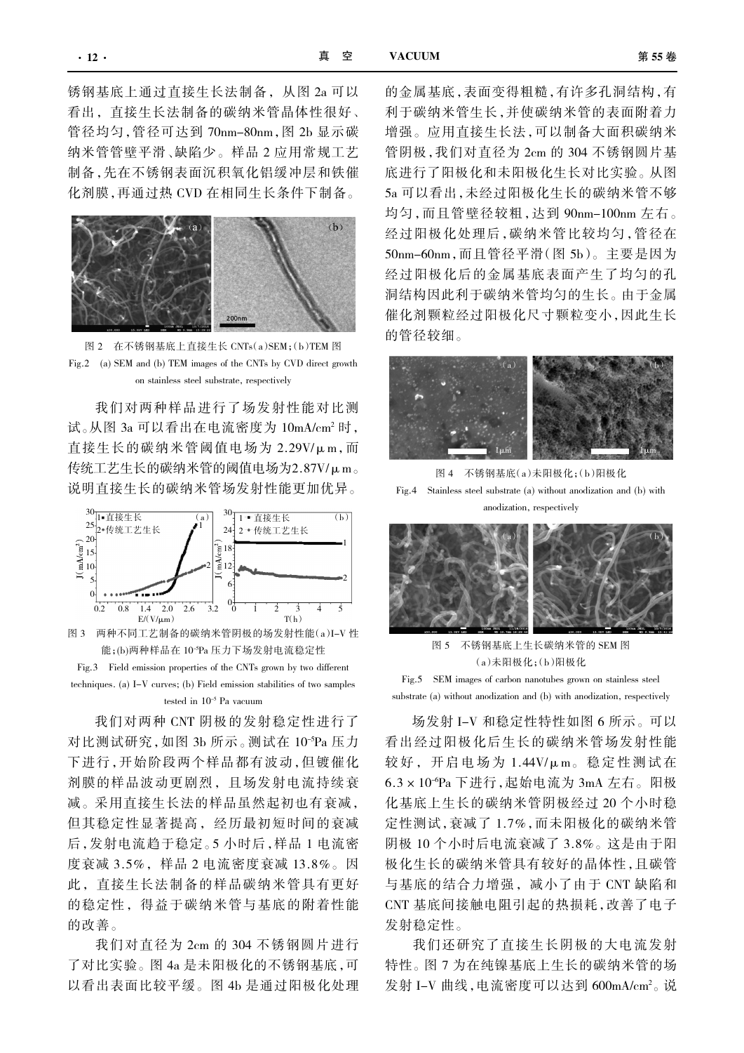锈钢基底上通过直接生长法制备，从图 2a 可以看出，直接生长法制备的碳纳米管晶体性很好、管径均匀，管径可达到 70nm–80nm，图 2b 显示碳纳米管管壁平滑、缺陷少。样品 2 应用常规工艺制备，先在不锈钢表面沉积氧化铝缓冲层和铁催化剂膜，再通过热 CVD 在相同生长条件下制备。

图 2　在不锈钢基底上直接生长 CNTs(a)SEM；(b)TEM 图

Fig.2　(a) SEM and (b) TEM images of the CNTs by CVD direct growth on stainless steel substrate, respectively

我们对两种样品进行了场发射性能对比测试。从图 3a 可以看出在电流密度为 10mA/cm² 时，直接生长的碳纳米管阈值电场为 2.29V/μm，而传统工艺生长的碳纳米管的阈值电场为2.87V/μm。说明直接生长的碳纳米管场发射性能更加优异。

图 3　两种不同工艺制备的碳纳米管阴极的场发射性能(a)I–V 性能；(b)两种样品在 $10^{-5}$Pa 压力下场发射电流稳定性

Fig.3　Field emission properties of the CNTs grown by two different techniques. (a) I–V curves; (b) Field emission stabilities of two samples tested in $10^{-5}$ Pa vacuum

我们对两种 CNT 阴极的发射稳定性进行了对比测试研究，如图 3b 所示。测试在 $10^{-5}$Pa 压力下进行，开始阶段两个样品都有波动，但镀催化剂膜的样品波动更剧烈，且场发射电流持续衰减。采用直接生长法的样品虽然起初也有衰减，但其稳定性显著提高，经历最初短时间的衰减后，发射电流趋于稳定。5 小时后，样品 1 电流密度衰减 3.5%，样品 2 电流密度衰减 13.8%。因此，直接生长法制备的样品碳纳米管具有更好的稳定性，得益于碳纳米管与基底的附着性能的改善。

我们对直径为 2cm 的 304 不锈钢圆片进行了对比实验。图 4a 是未阳极化的不锈钢基底，可以看出表面比较平缓。图 4b 是通过阳极化处理的金属基底，表面变得粗糙，有许多孔洞结构，有利于碳纳米管生长，并使碳纳米管的表面附着力增强。应用直接生长法，可以制备大面积碳纳米管阴极，我们对直径为 2cm 的 304 不锈钢圆片基底进行了阳极化和未阳极化生长对比实验。从图 5a 可以看出，未经过阳极化生长的碳纳米管不够均匀，而且管壁径较粗，达到 90nm–100nm 左右。经过阳极化处理后，碳纳米管比较均匀，管径在 50nm–60nm，而且管径平滑(图 5b)。主要是因为经过阳极化后的金属基底表面产生了均匀的孔洞结构因此利于碳纳米管均匀的生长。由于金属催化剂颗粒经过阳极化尺寸颗粒变小，因此生长的管径较细。

图 4　不锈钢基底(a)未阳极化；(b)阳极化

Fig.4　Stainless steel substrate (a) without anodization and (b) with anodization, respectively

图 5　不锈钢基底上生长碳纳米管的 SEM 图 (a)未阳极化；(b)阳极化

Fig.5　SEM images of carbon nanotubes grown on stainless steel substrate (a) without anodization and (b) with anodization, respectively

场发射 I–V 和稳定性特性如图 6 所示。可以看出经过阳极化后生长的碳纳米管场发射性能较好，开启电场为 1.44V/μm。稳定性测试在 $6.3\times10^{-6}$Pa 下进行，起始电流为 3mA 左右。阳极化基底上生长的碳纳米管阴极经过 20 个小时稳定性测试，衰减了 1.7%，而未阳极化的碳纳米管阴极 10 个小时后电流衰减了 3.8%。这是由于阳极化生长的碳纳米管具有较好的晶体性，且碳管与基底的结合力增强，减小了由于 CNT 缺陷和 CNT 基底间接触电阻引起的热损耗，改善了电子发射稳定性。

我们还研究了直接生长阴极的大电流发射特性。图 7 为在纯镍基底上生长的碳纳米管的场发射 I–V 曲线，电流密度可以达到 600mA/cm²。说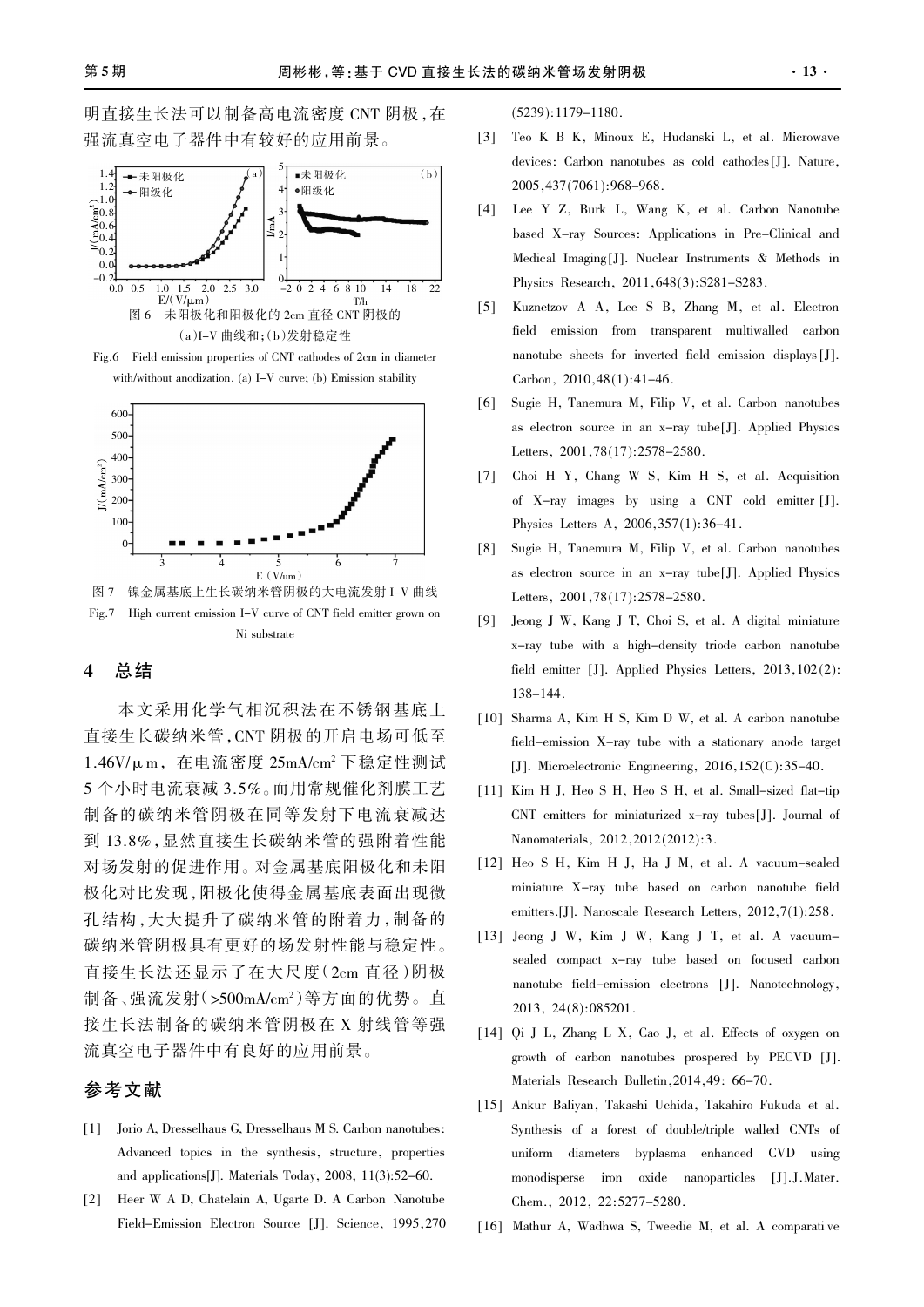明直接生长法可以制备高电流密度 CNT 阴极，在强流真空电子器件中有较好的应用前景。

图 6 未阳极化和阳极化的 2cm 直径 CNT 阴极的 (a)I-V 曲线和；(b)发射稳定性

Fig.6 Field emission properties of CNT cathodes of 2cm in diameter with/without anodization. (a) I-V curve; (b) Emission stability

图 7 镍金属基底上生长碳纳米管阴极的大电流发射 I-V 曲线

Fig.7 High current emission I-V curve of CNT field emitter grown on Ni substrate

## 4 总结

本文采用化学气相沉积法在不锈钢基底上直接生长碳纳米管，CNT 阴极的开启电场可低至 1.46V/μm，在电流密度 25mA/cm² 下稳定性测试 5 个小时电流衰减 3.5%。而用常规催化剂膜工艺制备的碳纳米管阴极在同等发射下电流衰减达到 13.8%，显然直接生长碳纳米管的强附着性能对场发射的促进作用。对金属基底阳极化和未阳极化对比发现，阳极化使得金属基底表面出现微孔结构，大大提升了碳纳米管的附着力，制备的碳纳米管阴极具有更好的场发射性能与稳定性。直接生长法还显示了在大尺度(2cm 直径)阴极制备、强流发射(>500mA/cm²)等方面的优势。直接生长法制备的碳纳米管阴极在 X 射线管等强流真空电子器件中有良好的应用前景。

## 参考文献

[1] Jorio A, Dresselhaus G, Dresselhaus M S. Carbon nanotubes: Advanced topics in the synthesis, structure, properties and applications[J]. Materials Today, 2008, 11(3):52-60.

[2] Heer W A D, Chatelain A, Ugarte D. A Carbon Nanotube Field-Emission Electron Source [J]. Science, 1995,270 (5239):1179-1180.

[3] Teo K B K, Minoux E, Hudanski L, et al. Microwave devices: Carbon nanotubes as cold cathodes[J]. Nature, 2005,437(7061):968-968.

[4] Lee Y Z, Burk L, Wang K, et al. Carbon Nanotube based X-ray Sources: Applications in Pre-Clinical and Medical Imaging[J]. Nuclear Instruments & Methods in Physics Research, 2011,648(3):S281-S283.

[5] Kuznetzov A A, Lee S B, Zhang M, et al. Electron field emission from transparent multiwalled carbon nanotube sheets for inverted field emission displays[J]. Carbon, 2010,48(1):41-46.

[6] Sugie H, Tanemura M, Filip V, et al. Carbon nanotubes as electron source in an x-ray tube[J]. Applied Physics Letters, 2001,78(17):2578-2580.

[7] Choi H Y, Chang W S, Kim H S, et al. Acquisition of X-ray images by using a CNT cold emitter [J]. Physics Letters A, 2006,357(1):36-41.

[8] Sugie H, Tanemura M, Filip V, et al. Carbon nanotubes as electron source in an x-ray tube[J]. Applied Physics Letters, 2001,78(17):2578-2580.

[9] Jeong J W, Kang J T, Choi S, et al. A digital miniature x-ray tube with a high-density triode carbon nanotube field emitter [J]. Applied Physics Letters, 2013,102(2): 138-144.

[10] Sharma A, Kim H S, Kim D W, et al. A carbon nanotube field-emission X-ray tube with a stationary anode target [J]. Microelectronic Engineering, 2016,152(C):35-40.

[11] Kim H J, Heo S H, Heo S H, et al. Small-sized flat-tip CNT emitters for miniaturized x-ray tubes[J]. Journal of Nanomaterials, 2012,2012(2012):3.

[12] Heo S H, Kim H J, Ha J M, et al. A vacuum-sealed miniature X-ray tube based on carbon nanotube field emitters.[J]. Nanoscale Research Letters, 2012,7(1):258.

[13] Jeong J W, Kim J W, Kang J T, et al. A vacuum-sealed compact x-ray tube based on focused carbon nanotube field-emission electrons [J]. Nanotechnology, 2013, 24(8):085201.

[14] Qi J L, Zhang L X, Cao J, et al. Effects of oxygen on growth of carbon nanotubes prospered by PECVD [J]. Materials Research Bulletin,2014,49: 66-70.

[15] Ankur Baliyan, Takashi Uchida, Takahiro Fukuda et al. Synthesis of a forest of double/triple walled CNTs of uniform diameters byplasma enhanced CVD using monodisperse iron oxide nanoparticles [J].J.Mater. Chem., 2012, 22:5277-5280.

[16] Mathur A, Wadhwa S, Tweedie M, et al. A comparati ve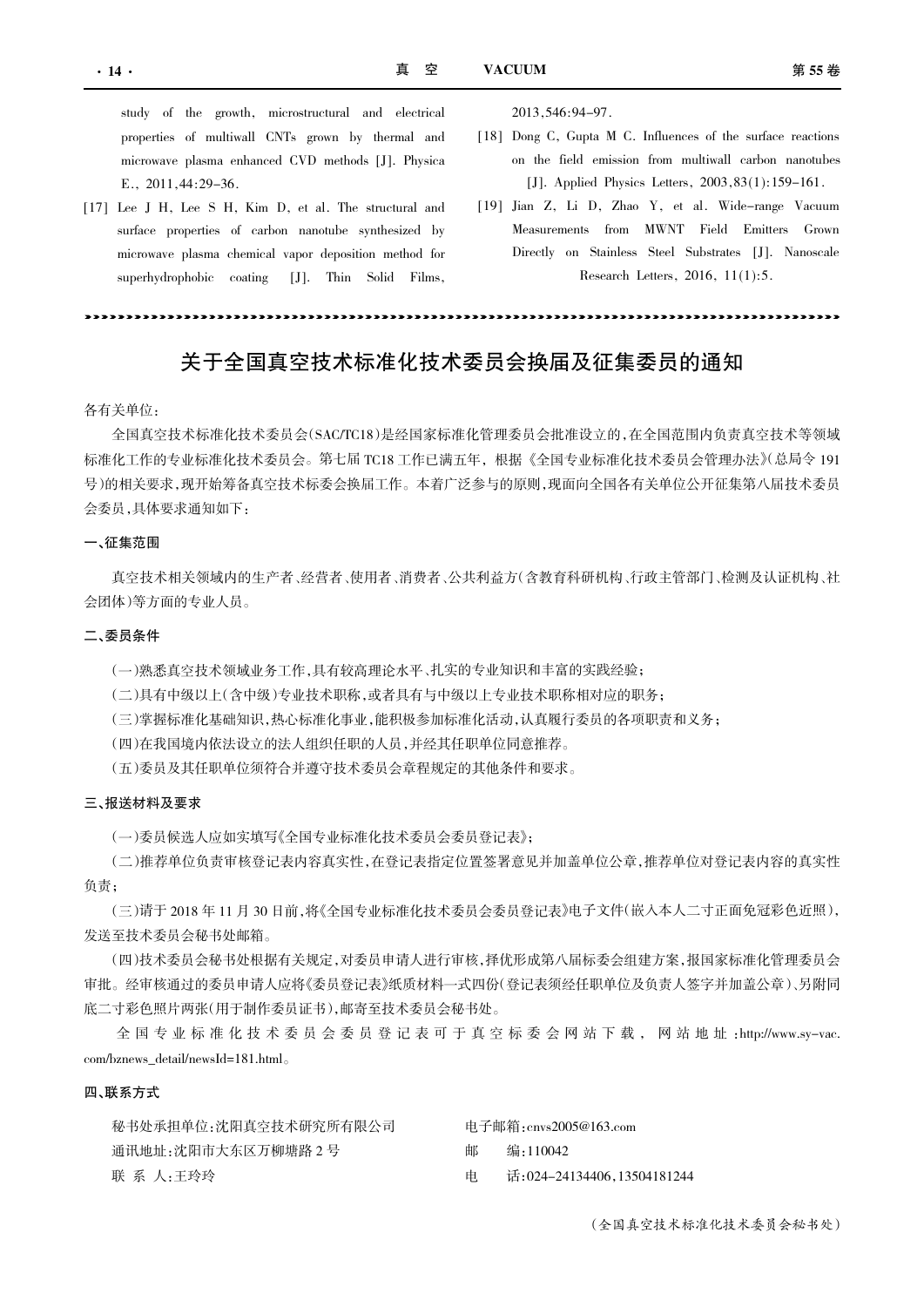study of the growth, microstructural and electrical properties of multiwall CNTs grown by thermal and microwave plasma enhanced CVD methods [J]. Physica E., 2011,44:29-36.

[17] Lee J H, Lee S H, Kim D, et al. The structural and surface properties of carbon nanotube synthesized by microwave plasma chemical vapor deposition method for superhydrophobic coating [J]. Thin Solid Films, 2013,546:94-97.

[18] Dong C, Gupta M C. Influences of the surface reactions on the field emission from multiwall carbon nanotubes [J]. Applied Physics Letters, 2003,83(1):159-161.

[19] Jian Z, Li D, Zhao Y, et al. Wide-range Vacuum Measurements from MWNT Field Emitters Grown Directly on Stainless Steel Substrates [J]. Nanoscale Research Letters, 2016, 11(1):5.

# 关于全国真空技术标准化技术委员会换届及征集委员的通知

各有关单位：

全国真空技术标准化技术委员会(SAC/TC18)是经国家标准化管理委员会批准设立的,在全国范围内负责真空技术等领域标准化工作的专业标准化技术委员会。第七届 TC18 工作已满五年，根据《全国专业标准化技术委员会管理办法》(总局令 191 号)的相关要求,现开始筹备真空技术标委会换届工作。本着广泛参与的原则,现面向全国各有关单位公开征集第八届技术委员会委员,具体要求通知如下：

## 一、征集范围

真空技术相关领域内的生产者、经营者、使用者、消费者、公共利益方(含教育科研机构、行政主管部门、检测及认证机构、社会团体)等方面的专业人员。

## 二、委员条件

(一)熟悉真空技术领域业务工作,具有较高理论水平、扎实的专业知识和丰富的实践经验;

(二)具有中级以上(含中级)专业技术职称,或者具有与中级以上专业技术职称相对应的职务;

(三)掌握标准化基础知识,热心标准化事业,能积极参加标准化活动,认真履行委员的各项职责和义务;

(四)在我国境内依法设立的法人组织任职的人员,并经其任职单位同意推荐。

(五)委员及其任职单位须符合并遵守技术委员会章程规定的其他条件和要求。

## 三、报送材料及要求

(一)委员候选人应如实填写《全国专业标准化技术委员会委员登记表》;

(二)推荐单位负责审核登记表内容真实性,在登记表指定位置签署意见并加盖单位公章,推荐单位对登记表内容的真实性负责;

(三)请于 2018 年 11 月 30 日前,将《全国专业标准化技术委员会委员登记表》电子文件(嵌入本人二寸正面免冠彩色近照),发送至技术委员会秘书处邮箱。

(四)技术委员会秘书处根据有关规定,对委员申请人进行审核,择优形成第八届标委会组建方案,报国家标准化管理委员会审批。经审核通过的委员申请人应将《委员登记表》纸质材料一式四份(登记表须经任职单位及负责人签字并加盖公章)、另附同底二寸彩色照片两张(用于制作委员证书),邮寄至技术委员会秘书处。

全国专业标准化技术委员会委员登记表可于真空标委会网站下载，网站地址：http://www.sy-vac.com/bznews_detail/newsId=181.html。

## 四、联系方式

秘书处承担单位:沈阳真空技术研究所有限公司

通讯地址:沈阳市大东区万柳塘路 2 号

联 系 人:王玲玲

电子邮箱:cnvs2005@163.com

邮 编:110042

电 话:024-24134406,13504181244

(全国真空技术标准化技术委员会秘书处)